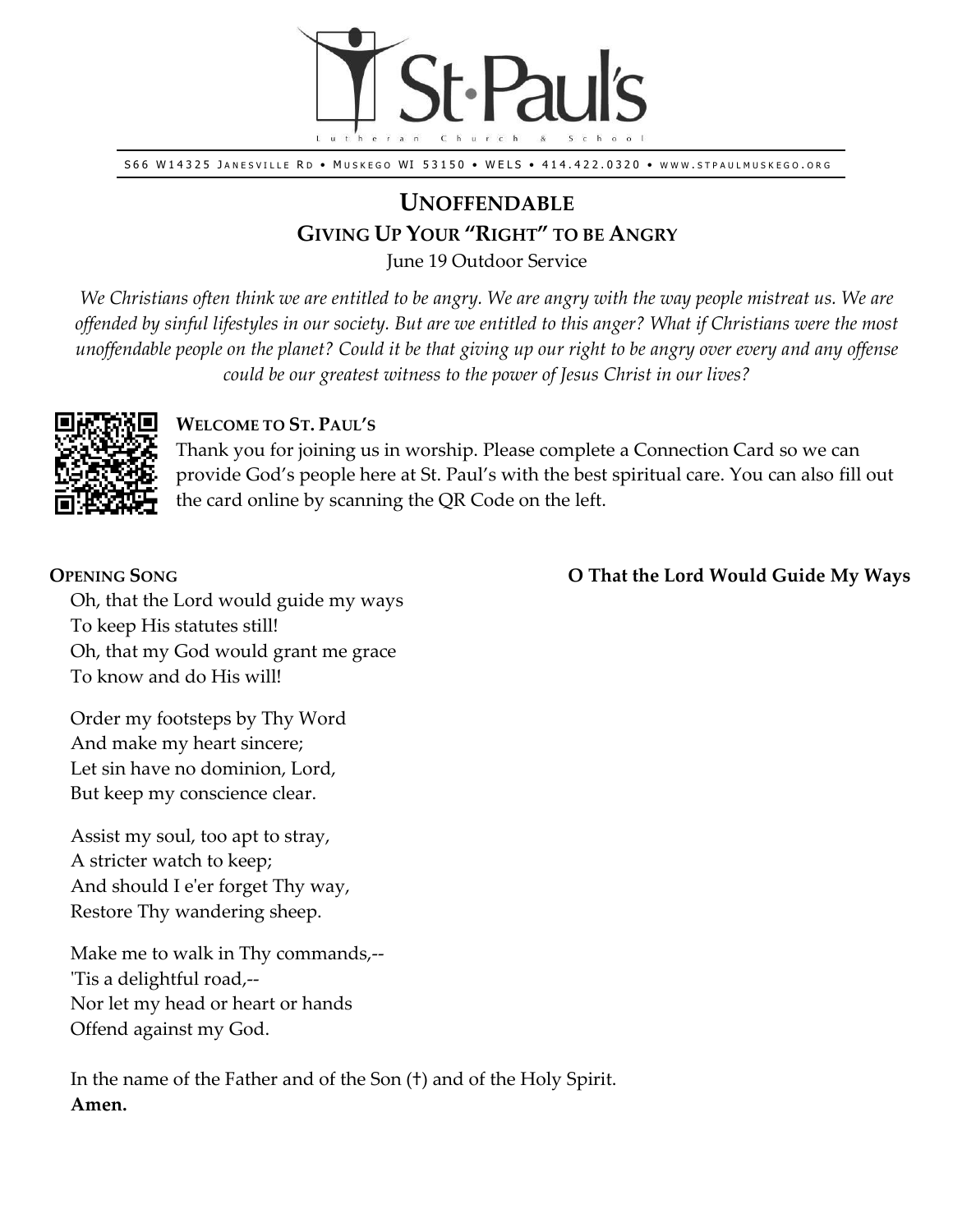St·Paul's
Lutheran Church & School

S66 W14325 Janesville Rd • Muskego WI 53150 • WELS • 414.422.0320 • www.stpaulmuskego.org

# Unoffendable

## Giving Up Your "Right" to be Angry

June 19 Outdoor Service

*We Christians often think we are entitled to be angry. We are angry with the way people mistreat us. We are offended by sinful lifestyles in our society. But are we entitled to this anger? What if Christians were the most unoffendable people on the planet? Could it be that giving up our right to be angry over every and any offense could be our greatest witness to the power of Jesus Christ in our lives?*

**Welcome to St. Paul's**

Thank you for joining us in worship. Please complete a Connection Card so we can provide God's people here at St. Paul's with the best spiritual care. You can also fill out the card online by scanning the QR Code on the left.

**Opening Song** — **O That the Lord Would Guide My Ways**

Oh, that the Lord would guide my ways
To keep His statutes still!
Oh, that my God would grant me grace
To know and do His will!

Order my footsteps by Thy Word
And make my heart sincere;
Let sin have no dominion, Lord,
But keep my conscience clear.

Assist my soul, too apt to stray,
A stricter watch to keep;
And should I e'er forget Thy way,
Restore Thy wandering sheep.

Make me to walk in Thy commands,--
'Tis a delightful road,--
Nor let my head or heart or hands
Offend against my God.

In the name of the Father and of the Son (†) and of the Holy Spirit.
**Amen.**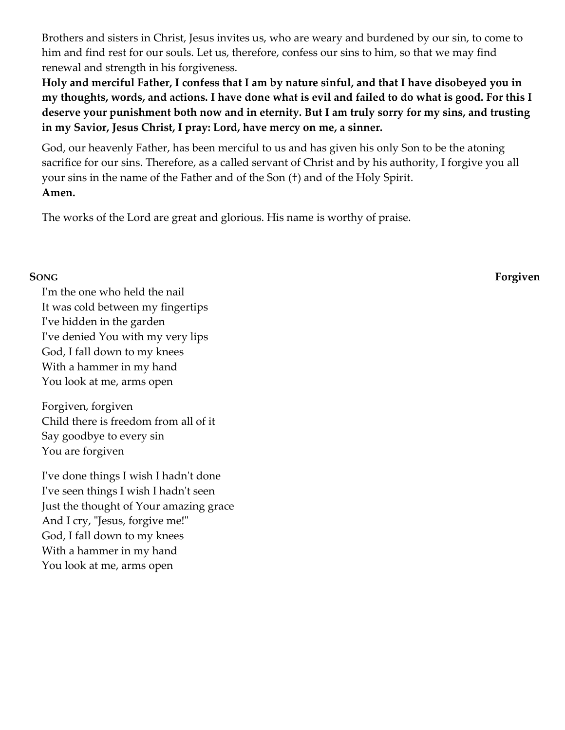Brothers and sisters in Christ, Jesus invites us, who are weary and burdened by our sin, to come to him and find rest for our souls. Let us, therefore, confess our sins to him, so that we may find renewal and strength in his forgiveness.

**Holy and merciful Father, I confess that I am by nature sinful, and that I have disobeyed you in my thoughts, words, and actions. I have done what is evil and failed to do what is good. For this I deserve your punishment both now and in eternity. But I am truly sorry for my sins, and trusting in my Savior, Jesus Christ, I pray: Lord, have mercy on me, a sinner.**

God, our heavenly Father, has been merciful to us and has given his only Son to be the atoning sacrifice for our sins. Therefore, as a called servant of Christ and by his authority, I forgive you all your sins in the name of the Father and of the Son (†) and of the Holy Spirit.
**Amen.**

The works of the Lord are great and glorious. His name is worthy of praise.

**SONG** **Forgiven**

I'm the one who held the nail
It was cold between my fingertips
I've hidden in the garden
I've denied You with my very lips
God, I fall down to my knees
With a hammer in my hand
You look at me, arms open

Forgiven, forgiven
Child there is freedom from all of it
Say goodbye to every sin
You are forgiven

I've done things I wish I hadn't done
I've seen things I wish I hadn't seen
Just the thought of Your amazing grace
And I cry, "Jesus, forgive me!"
God, I fall down to my knees
With a hammer in my hand
You look at me, arms open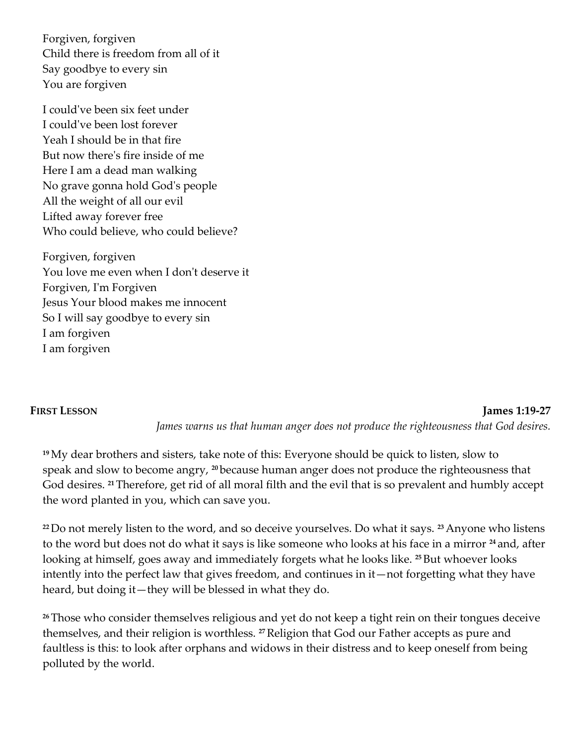Forgiven, forgiven
Child there is freedom from all of it
Say goodbye to every sin
You are forgiven

I could've been six feet under
I could've been lost forever
Yeah I should be in that fire
But now there's fire inside of me
Here I am a dead man walking
No grave gonna hold God's people
All the weight of all our evil
Lifted away forever free
Who could believe, who could believe?

Forgiven, forgiven
You love me even when I don't deserve it
Forgiven, I'm Forgiven
Jesus Your blood makes me innocent
So I will say goodbye to every sin
I am forgiven
I am forgiven

**FIRST LESSON** **James 1:19-27**

*James warns us that human anger does not produce the righteousness that God desires.*

[19] My dear brothers and sisters, take note of this: Everyone should be quick to listen, slow to speak and slow to become angry, [20] because human anger does not produce the righteousness that God desires. [21] Therefore, get rid of all moral filth and the evil that is so prevalent and humbly accept the word planted in you, which can save you.

[22] Do not merely listen to the word, and so deceive yourselves. Do what it says. [23] Anyone who listens to the word but does not do what it says is like someone who looks at his face in a mirror [24] and, after looking at himself, goes away and immediately forgets what he looks like. [25] But whoever looks intently into the perfect law that gives freedom, and continues in it—not forgetting what they have heard, but doing it—they will be blessed in what they do.

[26] Those who consider themselves religious and yet do not keep a tight rein on their tongues deceive themselves, and their religion is worthless. [27] Religion that God our Father accepts as pure and faultless is this: to look after orphans and widows in their distress and to keep oneself from being polluted by the world.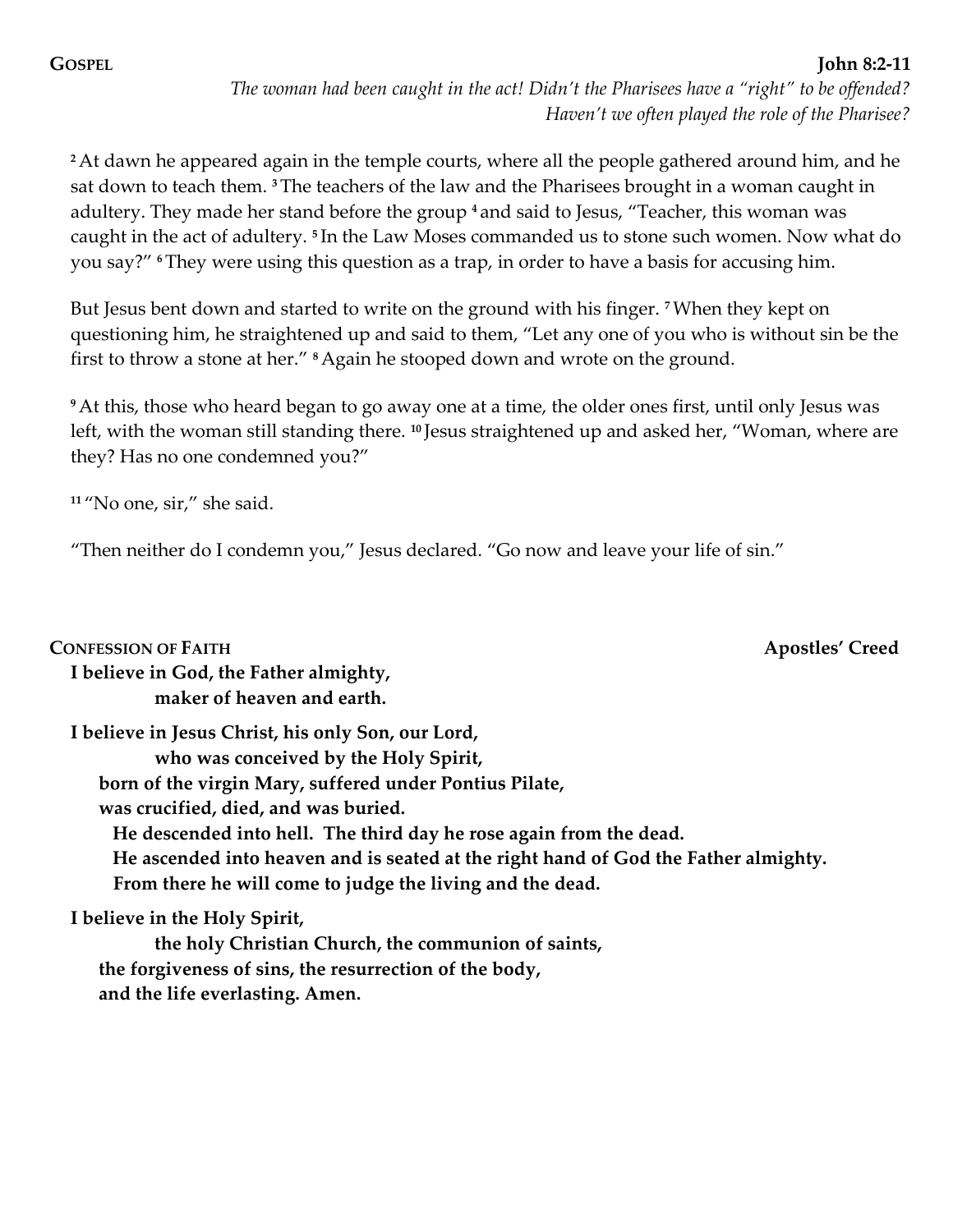**GOSPEL** **John 8:2-11**

*The woman had been caught in the act! Didn't the Pharisees have a "right" to be offended? Haven't we often played the role of the Pharisee?*

**2** At dawn he appeared again in the temple courts, where all the people gathered around him, and he sat down to teach them. **3** The teachers of the law and the Pharisees brought in a woman caught in adultery. They made her stand before the group **4** and said to Jesus, "Teacher, this woman was caught in the act of adultery. **5** In the Law Moses commanded us to stone such women. Now what do you say?" **6** They were using this question as a trap, in order to have a basis for accusing him.

But Jesus bent down and started to write on the ground with his finger. **7** When they kept on questioning him, he straightened up and said to them, "Let any one of you who is without sin be the first to throw a stone at her." **8** Again he stooped down and wrote on the ground.

**9** At this, those who heard began to go away one at a time, the older ones first, until only Jesus was left, with the woman still standing there. **10** Jesus straightened up and asked her, "Woman, where are they? Has no one condemned you?"

**11** "No one, sir," she said.

"Then neither do I condemn you," Jesus declared. "Go now and leave your life of sin."

**CONFESSION OF FAITH** **Apostles' Creed**

**I believe in God, the Father almighty,**
**maker of heaven and earth.**

**I believe in Jesus Christ, his only Son, our Lord,**
**who was conceived by the Holy Spirit,**
**born of the virgin Mary, suffered under Pontius Pilate,**
**was crucified, died, and was buried.**
**He descended into hell. The third day he rose again from the dead.**
**He ascended into heaven and is seated at the right hand of God the Father almighty.**
**From there he will come to judge the living and the dead.**

**I believe in the Holy Spirit,**
**the holy Christian Church, the communion of saints,**
**the forgiveness of sins, the resurrection of the body,**
**and the life everlasting. Amen.**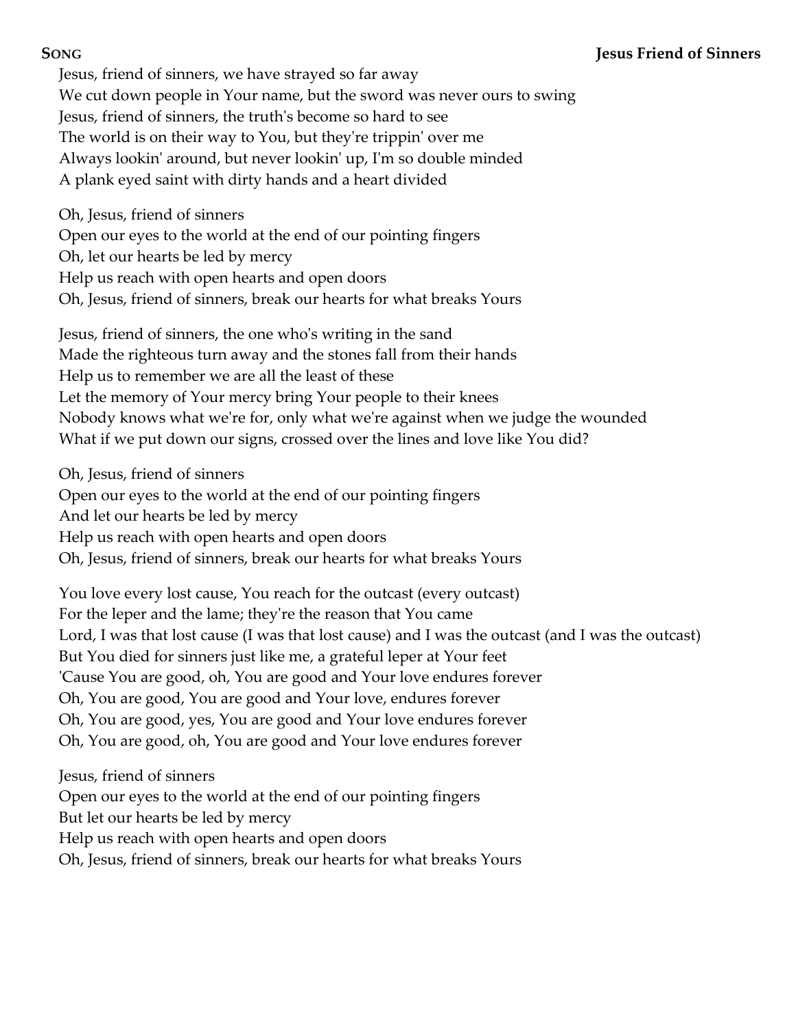**Song** **Jesus Friend of Sinners**

Jesus, friend of sinners, we have strayed so far away
We cut down people in Your name, but the sword was never ours to swing
Jesus, friend of sinners, the truth's become so hard to see
The world is on their way to You, but they're trippin' over me
Always lookin' around, but never lookin' up, I'm so double minded
A plank eyed saint with dirty hands and a heart divided

Oh, Jesus, friend of sinners
Open our eyes to the world at the end of our pointing fingers
Oh, let our hearts be led by mercy
Help us reach with open hearts and open doors
Oh, Jesus, friend of sinners, break our hearts for what breaks Yours

Jesus, friend of sinners, the one who's writing in the sand
Made the righteous turn away and the stones fall from their hands
Help us to remember we are all the least of these
Let the memory of Your mercy bring Your people to their knees
Nobody knows what we're for, only what we're against when we judge the wounded
What if we put down our signs, crossed over the lines and love like You did?

Oh, Jesus, friend of sinners
Open our eyes to the world at the end of our pointing fingers
And let our hearts be led by mercy
Help us reach with open hearts and open doors
Oh, Jesus, friend of sinners, break our hearts for what breaks Yours

You love every lost cause, You reach for the outcast (every outcast)
For the leper and the lame; they're the reason that You came
Lord, I was that lost cause (I was that lost cause) and I was the outcast (and I was the outcast)
But You died for sinners just like me, a grateful leper at Your feet
'Cause You are good, oh, You are good and Your love endures forever
Oh, You are good, You are good and Your love, endures forever
Oh, You are good, yes, You are good and Your love endures forever
Oh, You are good, oh, You are good and Your love endures forever

Jesus, friend of sinners
Open our eyes to the world at the end of our pointing fingers
But let our hearts be led by mercy
Help us reach with open hearts and open doors
Oh, Jesus, friend of sinners, break our hearts for what breaks Yours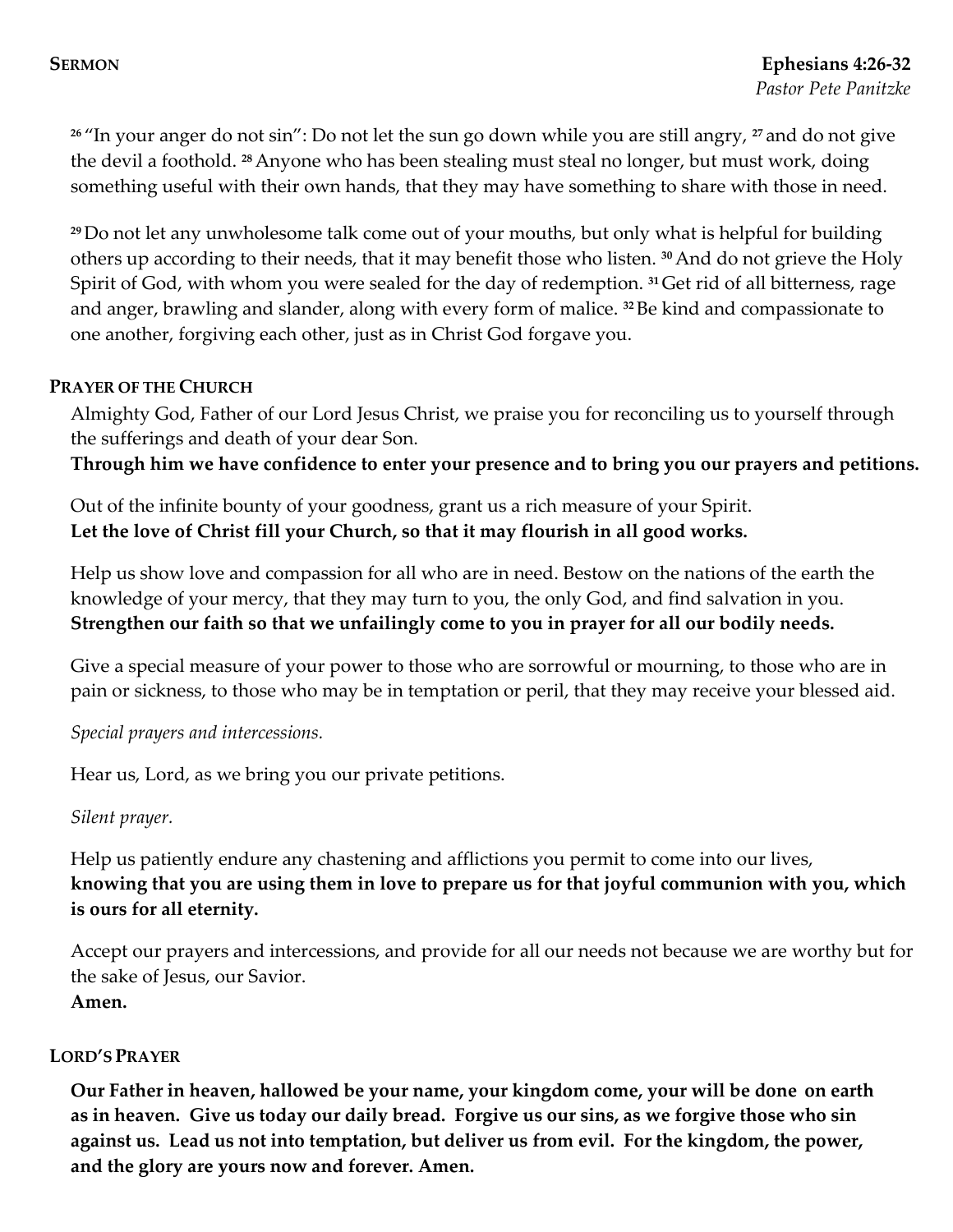## SERMON

**Ephesians 4:26-32**
*Pastor Pete Panitzke*

[26] "In your anger do not sin": Do not let the sun go down while you are still angry, [27] and do not give the devil a foothold. [28] Anyone who has been stealing must steal no longer, but must work, doing something useful with their own hands, that they may have something to share with those in need.

[29] Do not let any unwholesome talk come out of your mouths, but only what is helpful for building others up according to their needs, that it may benefit those who listen. [30] And do not grieve the Holy Spirit of God, with whom you were sealed for the day of redemption. [31] Get rid of all bitterness, rage and anger, brawling and slander, along with every form of malice. [32] Be kind and compassionate to one another, forgiving each other, just as in Christ God forgave you.

## PRAYER OF THE CHURCH

Almighty God, Father of our Lord Jesus Christ, we praise you for reconciling us to yourself through the sufferings and death of your dear Son.
**Through him we have confidence to enter your presence and to bring you our prayers and petitions.**

Out of the infinite bounty of your goodness, grant us a rich measure of your Spirit.
**Let the love of Christ fill your Church, so that it may flourish in all good works.**

Help us show love and compassion for all who are in need. Bestow on the nations of the earth the knowledge of your mercy, that they may turn to you, the only God, and find salvation in you.
**Strengthen our faith so that we unfailingly come to you in prayer for all our bodily needs.**

Give a special measure of your power to those who are sorrowful or mourning, to those who are in pain or sickness, to those who may be in temptation or peril, that they may receive your blessed aid.

*Special prayers and intercessions.*

Hear us, Lord, as we bring you our private petitions.

*Silent prayer.*

Help us patiently endure any chastening and afflictions you permit to come into our lives,
**knowing that you are using them in love to prepare us for that joyful communion with you, which is ours for all eternity.**

Accept our prayers and intercessions, and provide for all our needs not because we are worthy but for the sake of Jesus, our Savior.
**Amen.**

## LORD'S PRAYER

**Our Father in heaven, hallowed be your name, your kingdom come, your will be done on earth as in heaven. Give us today our daily bread. Forgive us our sins, as we forgive those who sin against us. Lead us not into temptation, but deliver us from evil. For the kingdom, the power, and the glory are yours now and forever. Amen.**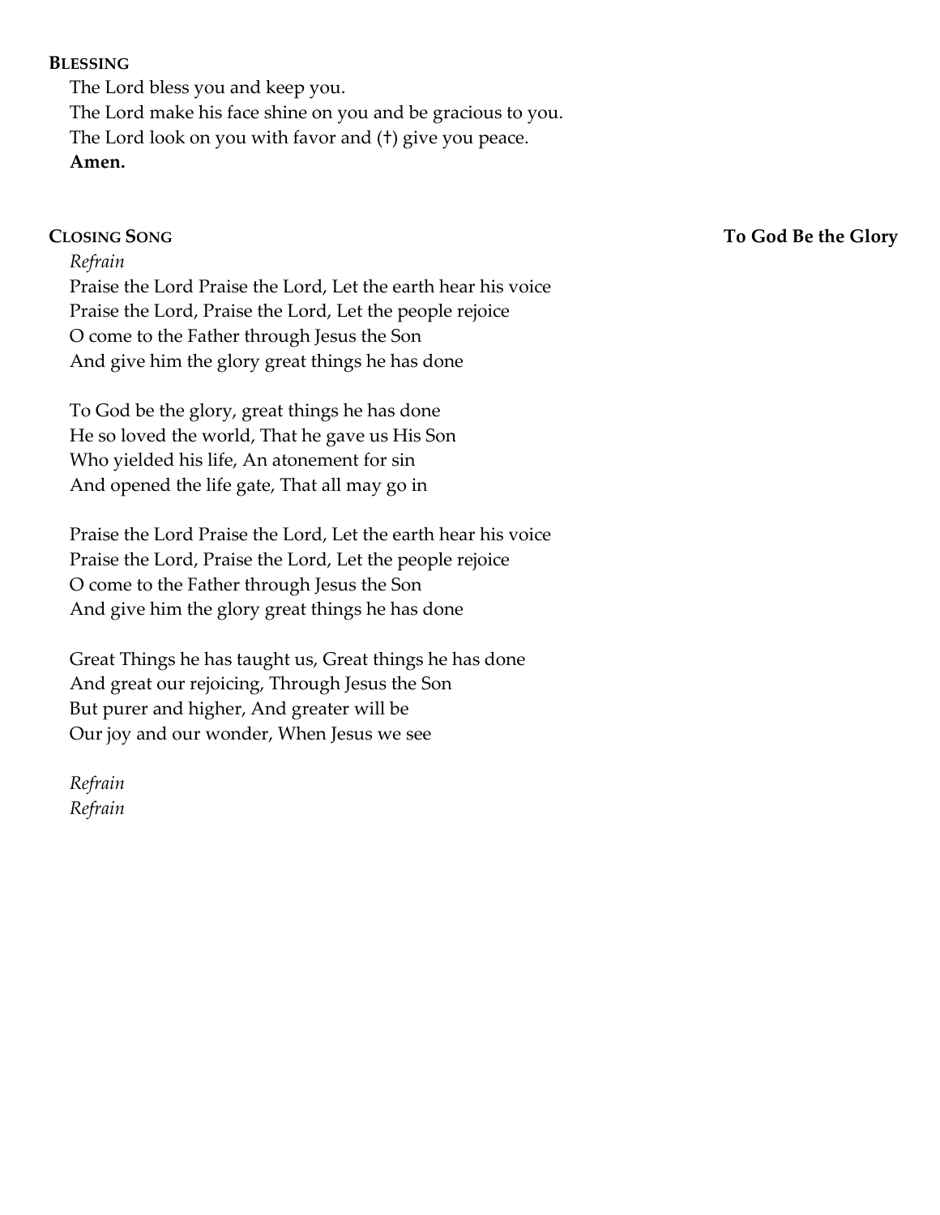**BLESSING**

The Lord bless you and keep you.
The Lord make his face shine on you and be gracious to you.
The Lord look on you with favor and (†) give you peace.
**Amen.**

**CLOSING SONG** **To God Be the Glory**

*Refrain*
Praise the Lord Praise the Lord, Let the earth hear his voice
Praise the Lord, Praise the Lord, Let the people rejoice
O come to the Father through Jesus the Son
And give him the glory great things he has done

To God be the glory, great things he has done
He so loved the world, That he gave us His Son
Who yielded his life, An atonement for sin
And opened the life gate, That all may go in

Praise the Lord Praise the Lord, Let the earth hear his voice
Praise the Lord, Praise the Lord, Let the people rejoice
O come to the Father through Jesus the Son
And give him the glory great things he has done

Great Things he has taught us, Great things he has done
And great our rejoicing, Through Jesus the Son
But purer and higher, And greater will be
Our joy and our wonder, When Jesus we see

*Refrain*
*Refrain*